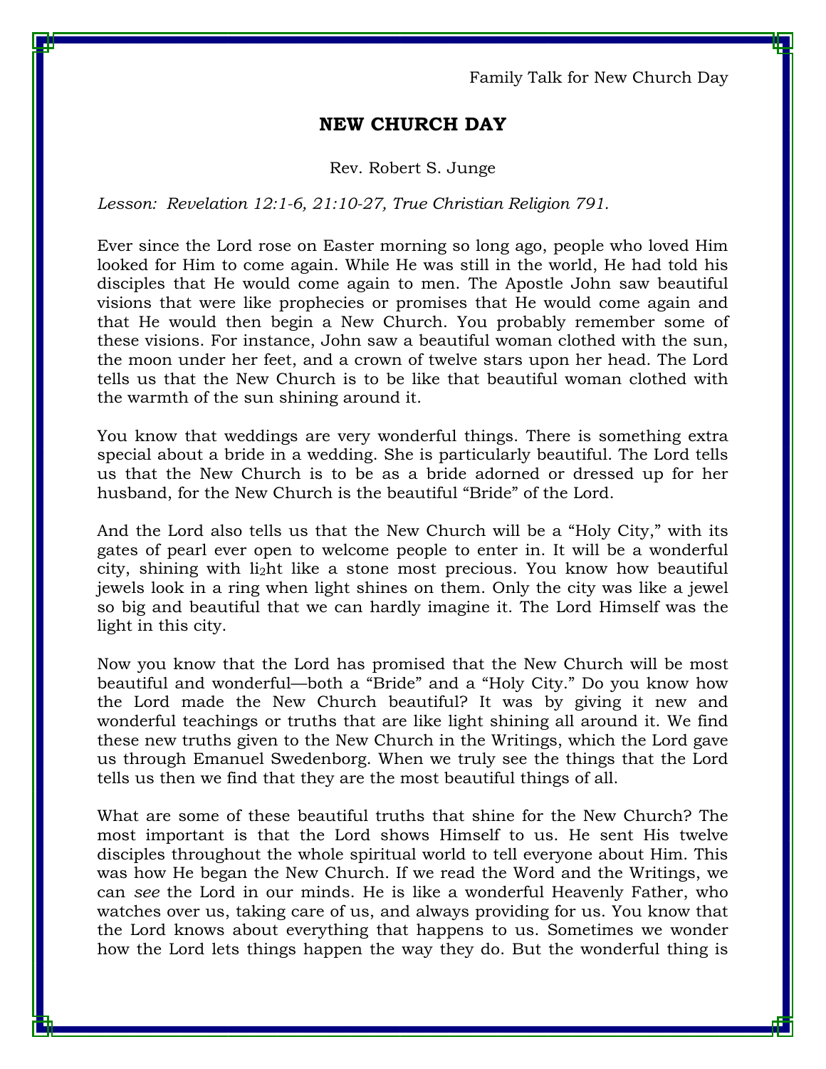Family Talk for New Church Day

# NEW CHURCH DAY

Rev. Robert S. Junge

*Lesson: Revelation 12:1-6, 21:10-27, True Christian Religion 791.*

Ever since the Lord rose on Easter morning so long ago, people who loved Him looked for Him to come again. While He was still in the world, He had told his disciples that He would come again to men. The Apostle John saw beautiful visions that were like prophecies or promises that He would come again and that He would then begin a New Church. You probably remember some of these visions. For instance, John saw a beautiful woman clothed with the sun, the moon under her feet, and a crown of twelve stars upon her head. The Lord tells us that the New Church is to be like that beautiful woman clothed with the warmth of the sun shining around it.

You know that weddings are very wonderful things. There is something extra special about a bride in a wedding. She is particularly beautiful. The Lord tells us that the New Church is to be as a bride adorned or dressed up for her husband, for the New Church is the beautiful "Bride" of the Lord.

And the Lord also tells us that the New Church will be a "Holy City," with its gates of pearl ever open to welcome people to enter in. It will be a wonderful city, shining with li2ht like a stone most precious. You know how beautiful jewels look in a ring when light shines on them. Only the city was like a jewel so big and beautiful that we can hardly imagine it. The Lord Himself was the light in this city.

Now you know that the Lord has promised that the New Church will be most beautiful and wonderful—both a "Bride" and a "Holy City." Do you know how the Lord made the New Church beautiful? It was by giving it new and wonderful teachings or truths that are like light shining all around it. We find these new truths given to the New Church in the Writings, which the Lord gave us through Emanuel Swedenborg. When we truly see the things that the Lord tells us then we find that they are the most beautiful things of all.

What are some of these beautiful truths that shine for the New Church? The most important is that the Lord shows Himself to us. He sent His twelve disciples throughout the whole spiritual world to tell everyone about Him. This was how He began the New Church. If we read the Word and the Writings, we can *see* the Lord in our minds. He is like a wonderful Heavenly Father, who watches over us, taking care of us, and always providing for us. You know that the Lord knows about everything that happens to us. Sometimes we wonder how the Lord lets things happen the way they do. But the wonderful thing is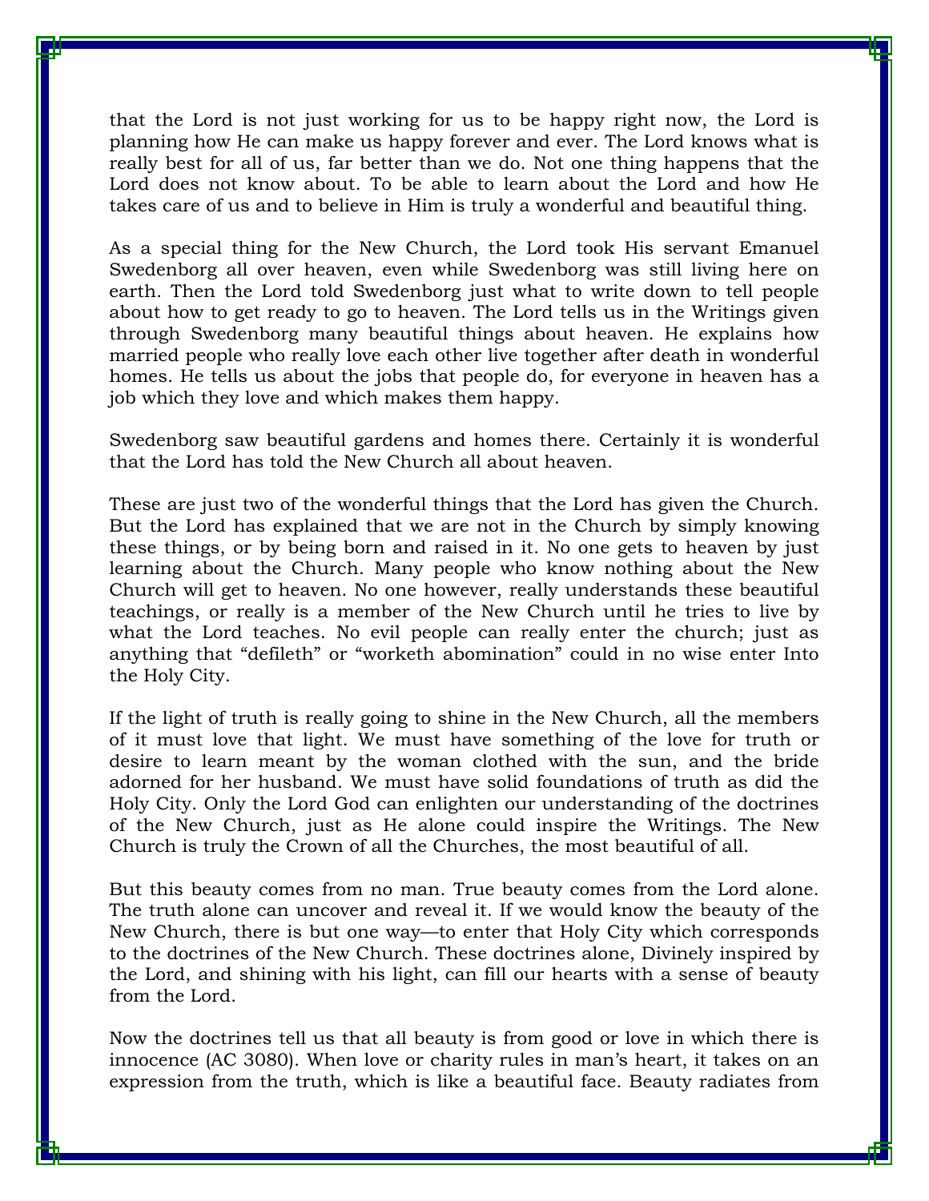that the Lord is not just working for us to be happy right now, the Lord is planning how He can make us happy forever and ever. The Lord knows what is really best for all of us, far better than we do. Not one thing happens that the Lord does not know about. To be able to learn about the Lord and how He takes care of us and to believe in Him is truly a wonderful and beautiful thing.

As a special thing for the New Church, the Lord took His servant Emanuel Swedenborg all over heaven, even while Swedenborg was still living here on earth. Then the Lord told Swedenborg just what to write down to tell people about how to get ready to go to heaven. The Lord tells us in the Writings given through Swedenborg many beautiful things about heaven. He explains how married people who really love each other live together after death in wonderful homes. He tells us about the jobs that people do, for everyone in heaven has a job which they love and which makes them happy.

Swedenborg saw beautiful gardens and homes there. Certainly it is wonderful that the Lord has told the New Church all about heaven.

These are just two of the wonderful things that the Lord has given the Church. But the Lord has explained that we are not in the Church by simply knowing these things, or by being born and raised in it. No one gets to heaven by just learning about the Church. Many people who know nothing about the New Church will get to heaven. No one however, really understands these beautiful teachings, or really is a member of the New Church until he tries to live by what the Lord teaches. No evil people can really enter the church; just as anything that "defileth" or "worketh abomination" could in no wise enter Into the Holy City.

If the light of truth is really going to shine in the New Church, all the members of it must love that light. We must have something of the love for truth or desire to learn meant by the woman clothed with the sun, and the bride adorned for her husband. We must have solid foundations of truth as did the Holy City. Only the Lord God can enlighten our understanding of the doctrines of the New Church, just as He alone could inspire the Writings. The New Church is truly the Crown of all the Churches, the most beautiful of all.

But this beauty comes from no man. True beauty comes from the Lord alone. The truth alone can uncover and reveal it. If we would know the beauty of the New Church, there is but one way—to enter that Holy City which corresponds to the doctrines of the New Church. These doctrines alone, Divinely inspired by the Lord, and shining with his light, can fill our hearts with a sense of beauty from the Lord.

Now the doctrines tell us that all beauty is from good or love in which there is innocence (AC 3080). When love or charity rules in man's heart, it takes on an expression from the truth, which is like a beautiful face. Beauty radiates from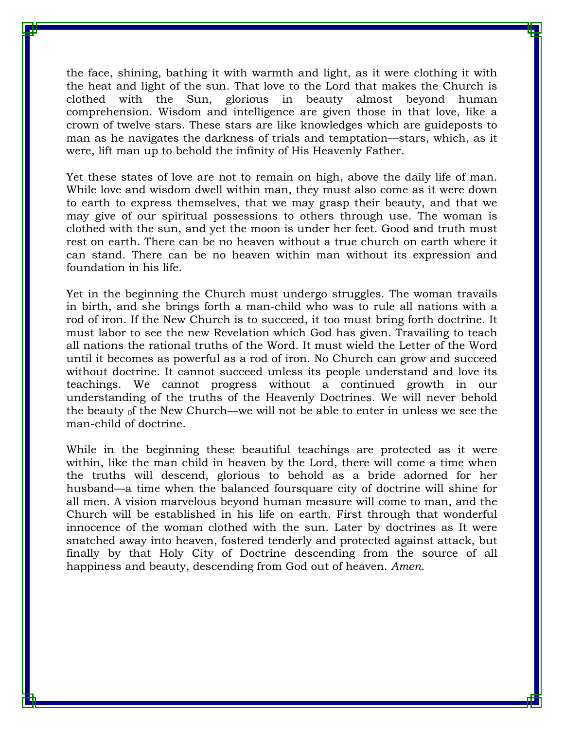the face, shining, bathing it with warmth and light, as it were clothing it with the heat and light of the sun. That love to the Lord that makes the Church is clothed with the Sun, glorious in beauty almost beyond human comprehension. Wisdom and intelligence are given those in that love, like a crown of twelve stars. These stars are like knowledges which are guideposts to man as he navigates the darkness of trials and temptation—stars, which, as it were, lift man up to behold the infinity of His Heavenly Father.

Yet these states of love are not to remain on high, above the daily life of man. While love and wisdom dwell within man, they must also come as it were down to earth to express themselves, that we may grasp their beauty, and that we may give of our spiritual possessions to others through use. The woman is clothed with the sun, and yet the moon is under her feet. Good and truth must rest on earth. There can be no heaven without a true church on earth where it can stand. There can be no heaven within man without its expression and foundation in his life.

Yet in the beginning the Church must undergo struggles. The woman travails in birth, and she brings forth a man-child who was to rule all nations with a rod of iron. If the New Church is to succeed, it too must bring forth doctrine. It must labor to see the new Revelation which God has given. Travailing to teach all nations the rational truths of the Word. It must wield the Letter of the Word until it becomes as powerful as a rod of iron. No Church can grow and succeed without doctrine. It cannot succeed unless its people understand and love its teachings. We cannot progress without a continued growth in our understanding of the truths of the Heavenly Doctrines. We will never behold the beauty of the New Church—we will not be able to enter in unless we see the man-child of doctrine.

While in the beginning these beautiful teachings are protected as it were within, like the man child in heaven by the Lord, there will come a time when the truths will descend, glorious to behold as a bride adorned for her husband—a time when the balanced foursquare city of doctrine will shine for all men. A vision marvelous beyond human measure will come to man, and the Church will be established in his life on earth. First through that wonderful innocence of the woman clothed with the sun. Later by doctrines as It were snatched away into heaven, fostered tenderly and protected against attack, but finally by that Holy City of Doctrine descending from the source of all happiness and beauty, descending from God out of heaven. *Amen.*